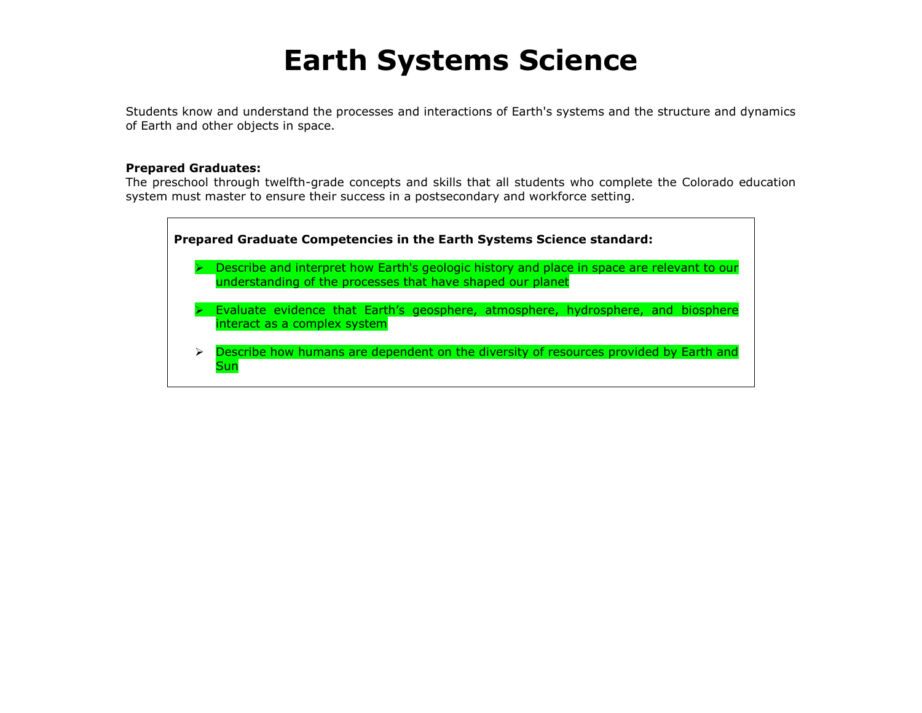# Earth Systems Science

Students know and understand the processes and interactions of Earth's systems and the structure and dynamics of Earth and other objects in space.

**Prepared Graduates:**
The preschool through twelfth-grade concepts and skills that all students who complete the Colorado education system must master to ensure their success in a postsecondary and workforce setting.

**Prepared Graduate Competencies in the Earth Systems Science standard:**

- Describe and interpret how Earth's geologic history and place in space are relevant to our understanding of the processes that have shaped our planet
- Evaluate evidence that Earth's geosphere, atmosphere, hydrosphere, and biosphere interact as a complex system
- Describe how humans are dependent on the diversity of resources provided by Earth and Sun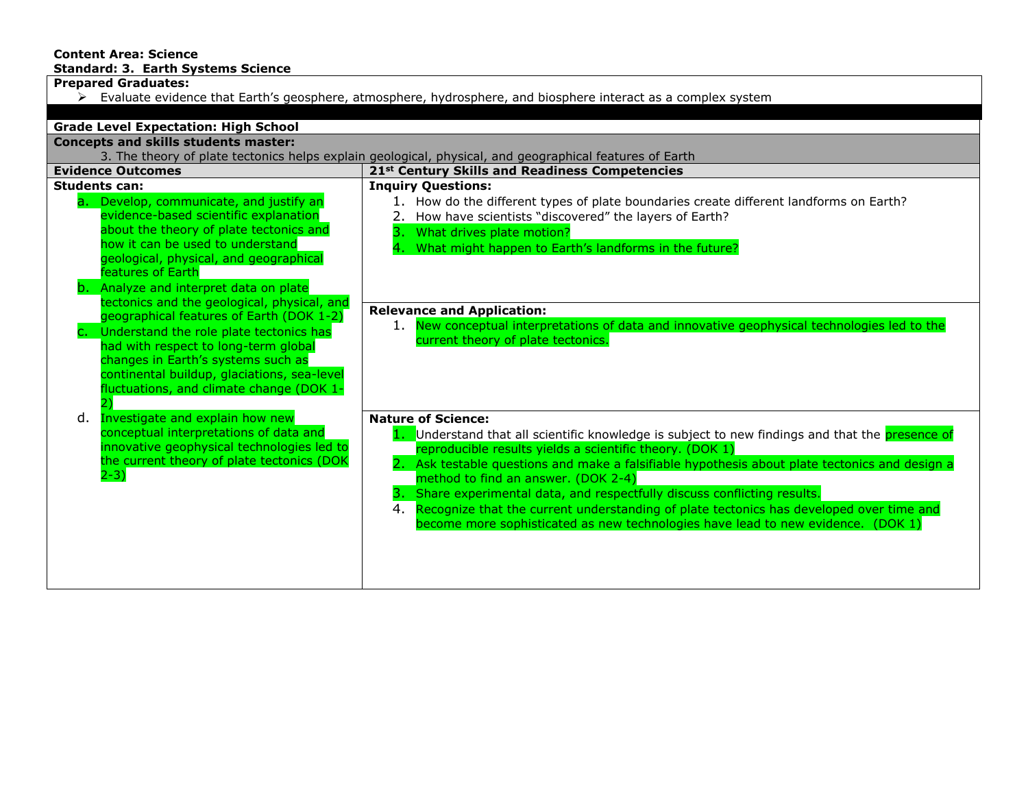**Content Area: Science**
**Standard: 3. Earth Systems Science**

**Prepared Graduates:**

- Evaluate evidence that Earth's geosphere, atmosphere, hydrosphere, and biosphere interact as a complex system

**Grade Level Expectation: High School**

**Concepts and skills students master:**

3. The theory of plate tectonics helps explain geological, physical, and geographical features of Earth

| Evidence Outcomes | 21st Century Skills and Readiness Competencies |
|---|---|
| **Students can:**<br>a. Develop, communicate, and justify an evidence-based scientific explanation about the theory of plate tectonics and how it can be used to understand geological, physical, and geographical features of Earth<br>b. Analyze and interpret data on plate tectonics and the geological, physical, and geographical features of Earth (DOK 1-2)<br>c. Understand the role plate tectonics has had with respect to long-term global changes in Earth's systems such as continental buildup, glaciations, sea-level fluctuations, and climate change (DOK 1-2)<br>d. Investigate and explain how new conceptual interpretations of data and innovative geophysical technologies led to the current theory of plate tectonics (DOK 2-3) | **Inquiry Questions:**<br>1. How do the different types of plate boundaries create different landforms on Earth?<br>2. How have scientists "discovered" the layers of Earth?<br>3. What drives plate motion?<br>4. What might happen to Earth's landforms in the future?<br><br>**Relevance and Application:**<br>1. New conceptual interpretations of data and innovative geophysical technologies led to the current theory of plate tectonics.<br><br>**Nature of Science:**<br>1. Understand that all scientific knowledge is subject to new findings and that the presence of reproducible results yields a scientific theory. (DOK 1)<br>2. Ask testable questions and make a falsifiable hypothesis about plate tectonics and design a method to find an answer. (DOK 2-4)<br>3. Share experimental data, and respectfully discuss conflicting results.<br>4. Recognize that the current understanding of plate tectonics has developed over time and become more sophisticated as new technologies have lead to new evidence. (DOK 1) |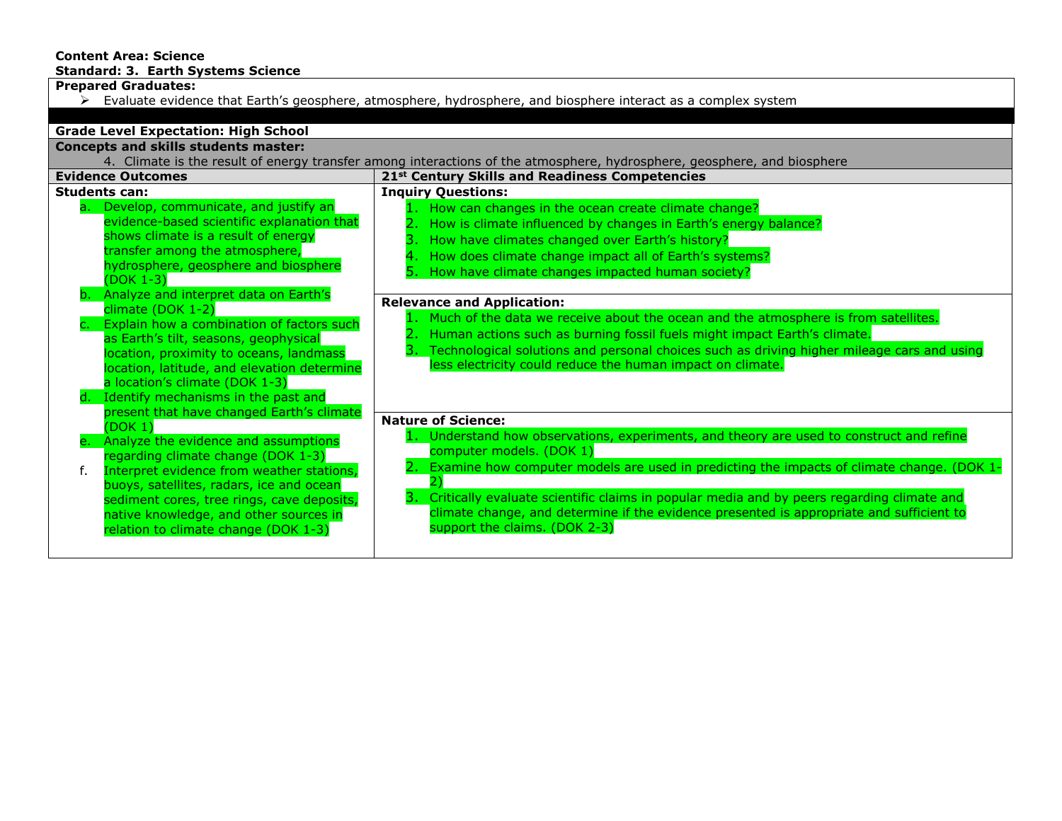**Content Area: Science**
**Standard: 3. Earth Systems Science**

**Prepared Graduates:**

- Evaluate evidence that Earth's geosphere, atmosphere, hydrosphere, and biosphere interact as a complex system

**Grade Level Expectation: High School**

**Concepts and skills students master:**

4. Climate is the result of energy transfer among interactions of the atmosphere, hydrosphere, geosphere, and biosphere

| Evidence Outcomes | 21st Century Skills and Readiness Competencies |
|---|---|
| **Students can:**<br>a. Develop, communicate, and justify an evidence-based scientific explanation that shows climate is a result of energy transfer among the atmosphere, hydrosphere, geosphere and biosphere (DOK 1-3)<br>b. Analyze and interpret data on Earth's climate (DOK 1-2)<br>c. Explain how a combination of factors such as Earth's tilt, seasons, geophysical location, proximity to oceans, landmass location, latitude, and elevation determine a location's climate (DOK 1-3)<br>d. Identify mechanisms in the past and present that have changed Earth's climate (DOK 1)<br>e. Analyze the evidence and assumptions regarding climate change (DOK 1-3)<br>f. Interpret evidence from weather stations, buoys, satellites, radars, ice and ocean sediment cores, tree rings, cave deposits, native knowledge, and other sources in relation to climate change (DOK 1-3) | **Inquiry Questions:**<br>1. How can changes in the ocean create climate change?<br>2. How is climate influenced by changes in Earth's energy balance?<br>3. How have climates changed over Earth's history?<br>4. How does climate change impact all of Earth's systems?<br>5. How have climate changes impacted human society?<br><br>**Relevance and Application:**<br>1. Much of the data we receive about the ocean and the atmosphere is from satellites.<br>2. Human actions such as burning fossil fuels might impact Earth's climate.<br>3. Technological solutions and personal choices such as driving higher mileage cars and using less electricity could reduce the human impact on climate.<br><br>**Nature of Science:**<br>1. Understand how observations, experiments, and theory are used to construct and refine computer models. (DOK 1)<br>2. Examine how computer models are used in predicting the impacts of climate change. (DOK 1-2)<br>3. Critically evaluate scientific claims in popular media and by peers regarding climate and climate change, and determine if the evidence presented is appropriate and sufficient to support the claims. (DOK 2-3) |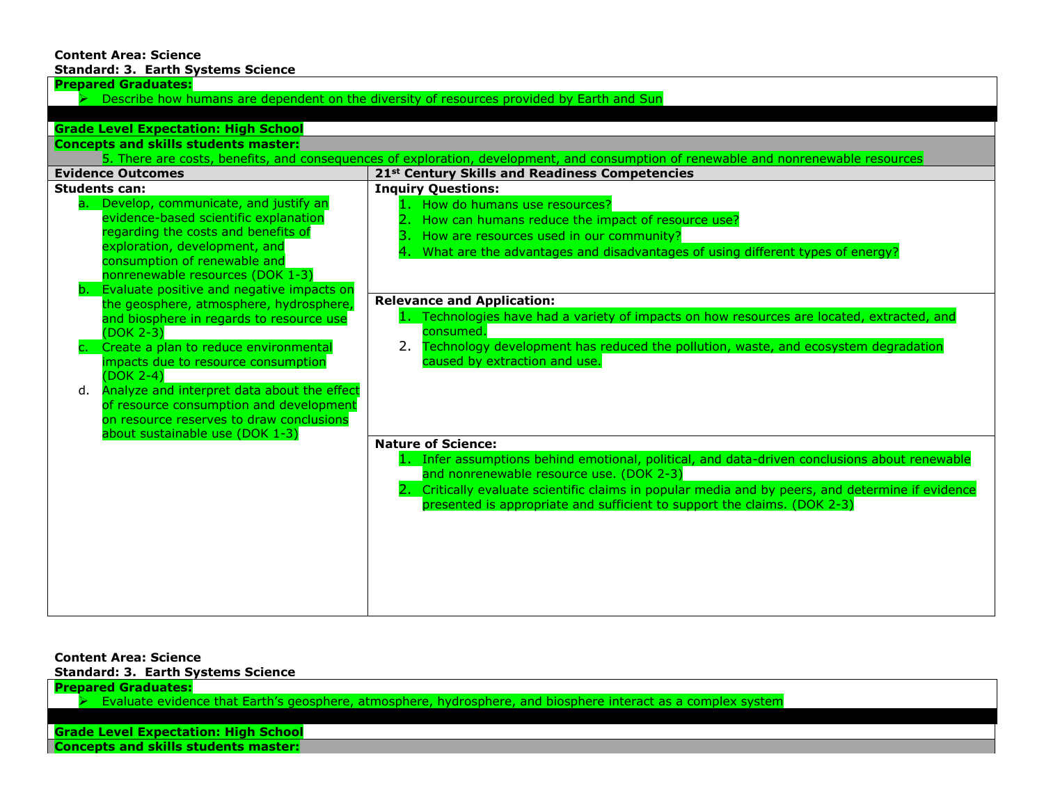**Content Area: Science**
**Standard: 3. Earth Systems Science**

**Prepared Graduates:**

- Describe how humans are dependent on the diversity of resources provided by Earth and Sun

**Grade Level Expectation: High School**

**Concepts and skills students master:**

5. There are costs, benefits, and consequences of exploration, development, and consumption of renewable and nonrenewable resources

| Evidence Outcomes | 21st Century Skills and Readiness Competencies |
|---|---|
| **Students can:**<br>a. Develop, communicate, and justify an evidence-based scientific explanation regarding the costs and benefits of exploration, development, and consumption of renewable and nonrenewable resources (DOK 1-3)<br>b. Evaluate positive and negative impacts on the geosphere, atmosphere, hydrosphere, and biosphere in regards to resource use (DOK 2-3)<br>c. Create a plan to reduce environmental impacts due to resource consumption (DOK 2-4)<br>d. Analyze and interpret data about the effect of resource consumption and development on resource reserves to draw conclusions about sustainable use (DOK 1-3) | **Inquiry Questions:**<br>1. How do humans use resources?<br>2. How can humans reduce the impact of resource use?<br>3. How are resources used in our community?<br>4. What are the advantages and disadvantages of using different types of energy?<br><br>**Relevance and Application:**<br>1. Technologies have had a variety of impacts on how resources are located, extracted, and consumed.<br>2. Technology development has reduced the pollution, waste, and ecosystem degradation caused by extraction and use.<br><br>**Nature of Science:**<br>1. Infer assumptions behind emotional, political, and data-driven conclusions about renewable and nonrenewable resource use. (DOK 2-3)<br>2. Critically evaluate scientific claims in popular media and by peers, and determine if evidence presented is appropriate and sufficient to support the claims. (DOK 2-3) |

**Content Area: Science**
**Standard: 3. Earth Systems Science**

**Prepared Graduates:**

- Evaluate evidence that Earth's geosphere, atmosphere, hydrosphere, and biosphere interact as a complex system

**Grade Level Expectation: High School**

**Concepts and skills students master:**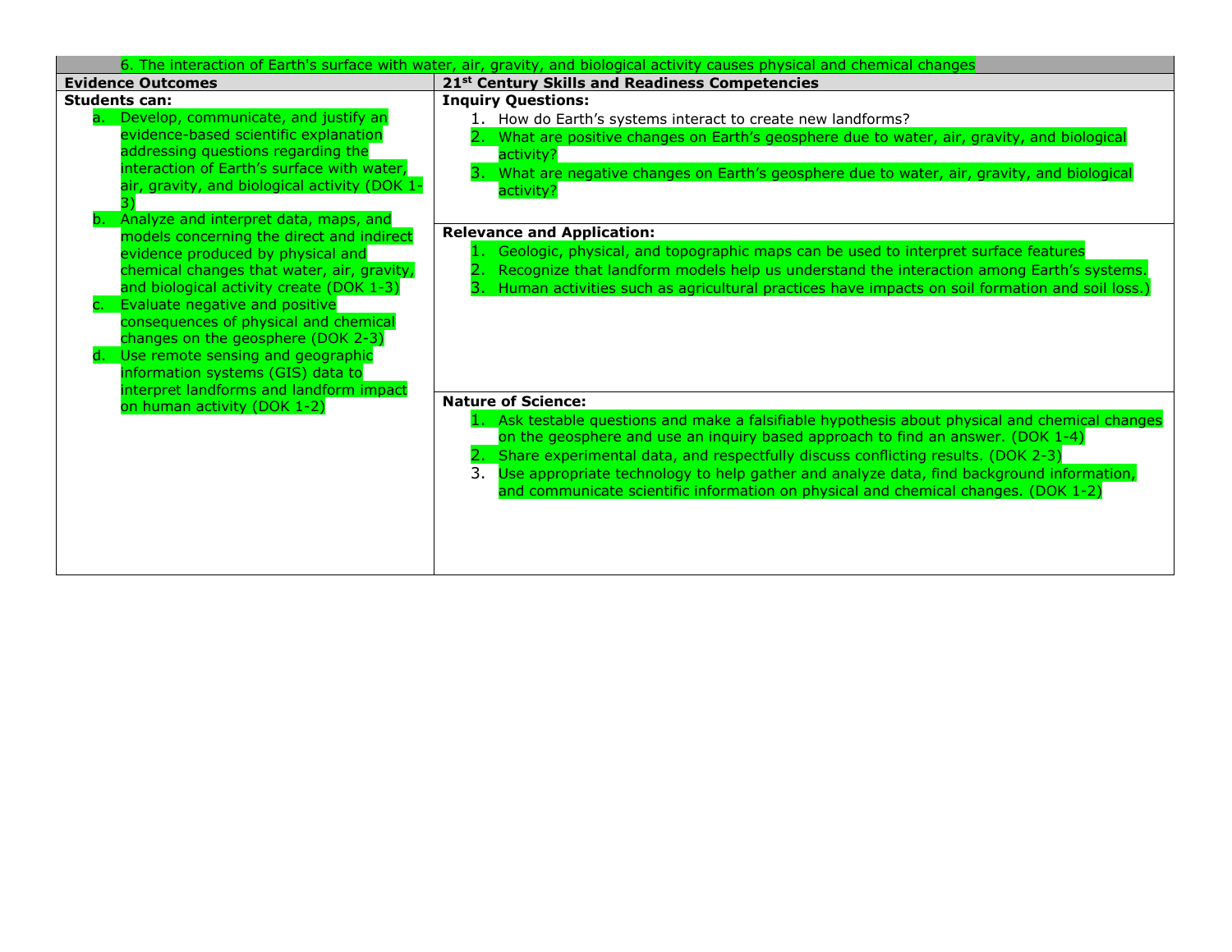| 6. The interaction of Earth's surface with water, air, gravity, and biological activity causes physical and chemical changes | |
|---|---|
| **Evidence Outcomes** | **21st Century Skills and Readiness Competencies** |
| **Students can:**<br>a. Develop, communicate, and justify an evidence-based scientific explanation addressing questions regarding the interaction of Earth's surface with water, air, gravity, and biological activity (DOK 1-3)<br>b. Analyze and interpret data, maps, and models concerning the direct and indirect evidence produced by physical and chemical changes that water, air, gravity, and biological activity create (DOK 1-3)<br>c. Evaluate negative and positive consequences of physical and chemical changes on the geosphere (DOK 2-3)<br>d. Use remote sensing and geographic information systems (GIS) data to interpret landforms and landform impact on human activity (DOK 1-2) | **Inquiry Questions:**<br>1. How do Earth's systems interact to create new landforms?<br>2. What are positive changes on Earth's geosphere due to water, air, gravity, and biological activity?<br>3. What are negative changes on Earth's geosphere due to water, air, gravity, and biological activity?<br><br>**Relevance and Application:**<br>1. Geologic, physical, and topographic maps can be used to interpret surface features<br>2. Recognize that landform models help us understand the interaction among Earth's systems.<br>3. Human activities such as agricultural practices have impacts on soil formation and soil loss.)<br><br>**Nature of Science:**<br>1. Ask testable questions and make a falsifiable hypothesis about physical and chemical changes on the geosphere and use an inquiry based approach to find an answer. (DOK 1-4)<br>2. Share experimental data, and respectfully discuss conflicting results. (DOK 2-3)<br>3. Use appropriate technology to help gather and analyze data, find background information, and communicate scientific information on physical and chemical changes. (DOK 1-2) |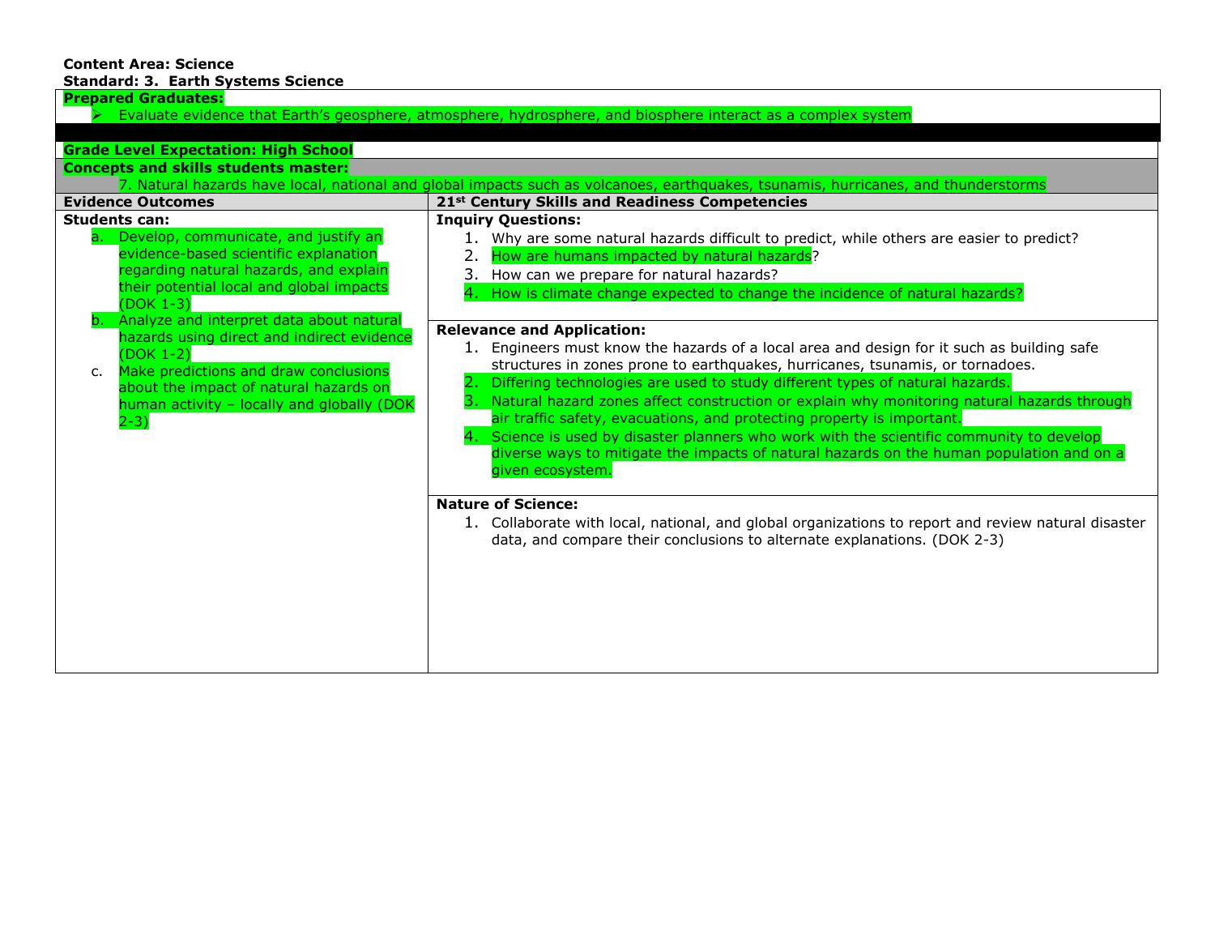**Content Area: Science**
**Standard: 3. Earth Systems Science**

**Prepared Graduates:**

- Evaluate evidence that Earth's geosphere, atmosphere, hydrosphere, and biosphere interact as a complex system

**Grade Level Expectation: High School**

**Concepts and skills students master:**

7. Natural hazards have local, national and global impacts such as volcanoes, earthquakes, tsunamis, hurricanes, and thunderstorms

| Evidence Outcomes | 21st Century Skills and Readiness Competencies |
| --- | --- |
| **Students can:**<br>a. Develop, communicate, and justify an evidence-based scientific explanation regarding natural hazards, and explain their potential local and global impacts (DOK 1-3)<br>b. Analyze and interpret data about natural hazards using direct and indirect evidence (DOK 1-2)<br>c. Make predictions and draw conclusions about the impact of natural hazards on human activity – locally and globally (DOK 2-3) | **Inquiry Questions:**<br>1. Why are some natural hazards difficult to predict, while others are easier to predict?<br>2. How are humans impacted by natural hazards?<br>3. How can we prepare for natural hazards?<br>4. How is climate change expected to change the incidence of natural hazards?<br><br>**Relevance and Application:**<br>1. Engineers must know the hazards of a local area and design for it such as building safe structures in zones prone to earthquakes, hurricanes, tsunamis, or tornadoes.<br>2. Differing technologies are used to study different types of natural hazards.<br>3. Natural hazard zones affect construction or explain why monitoring natural hazards through air traffic safety, evacuations, and protecting property is important.<br>4. Science is used by disaster planners who work with the scientific community to develop diverse ways to mitigate the impacts of natural hazards on the human population and on a given ecosystem.<br><br>**Nature of Science:**<br>1. Collaborate with local, national, and global organizations to report and review natural disaster data, and compare their conclusions to alternate explanations. (DOK 2-3) |